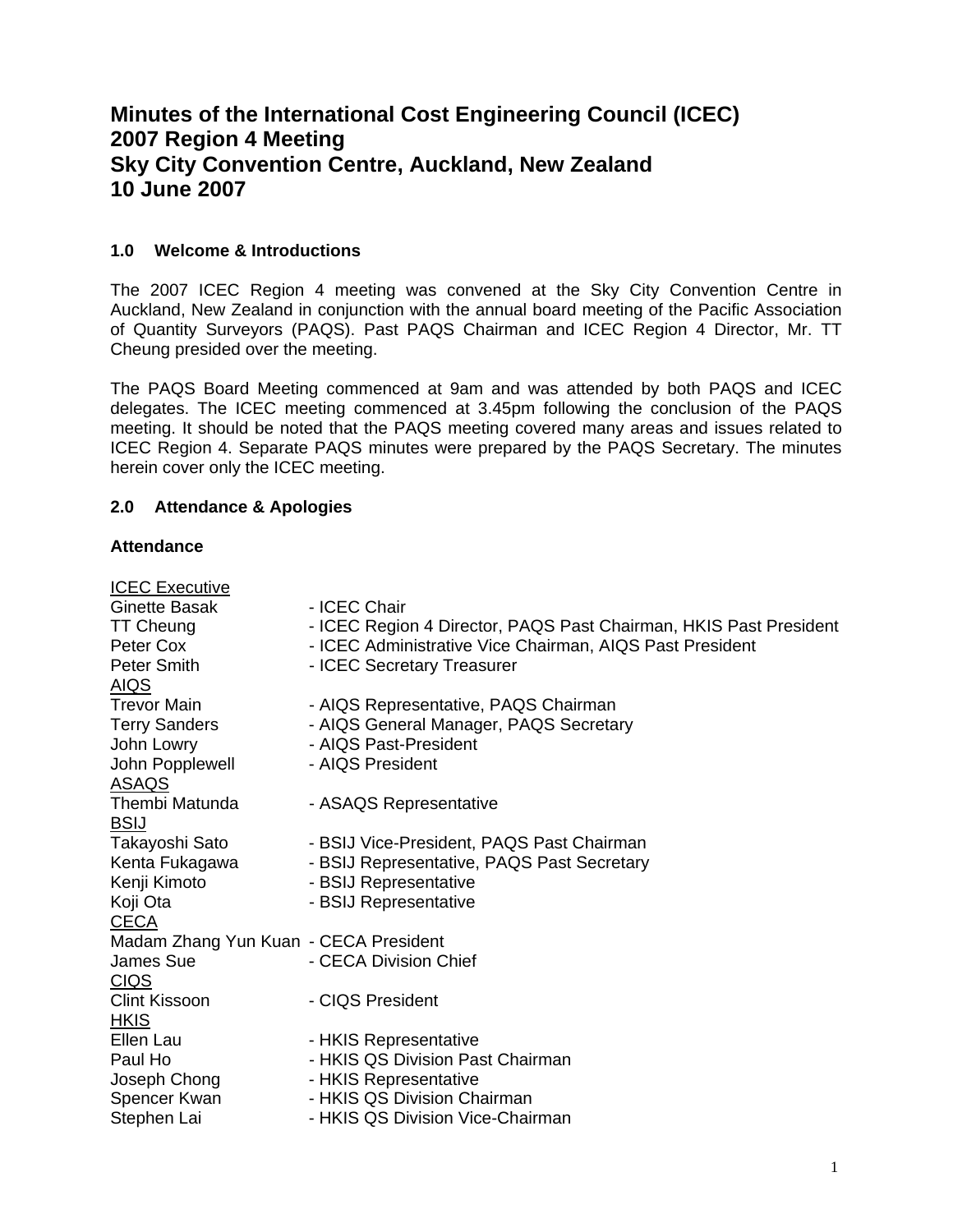# Minutes of the International Cost Engineering Council (ICEC) 2007 Region 4 Meeting Sky City Convention Centre, Auckland, New Zealand 10 June 2007

## 1.0 Welcome & Introductions

The 2007 ICEC Region 4 meeting was convened at the Sky City Convention Centre in Auckland, New Zealand in conjunction with the annual board meeting of the Pacific Association of Quantity Surveyors (PAQS). Past PAQS Chairman and ICEC Region 4 Director, Mr. TT Cheung presided over the meeting.

The PAQS Board Meeting commenced at 9am and was attended by both PAQS and ICEC delegates. The ICEC meeting commenced at 3.45pm following the conclusion of the PAQS meeting. It should be noted that the PAQS meeting covered many areas and issues related to ICEC Region 4. Separate PAQS minutes were prepared by the PAQS Secretary. The minutes herein cover only the ICEC meeting.

## 2.0 Attendance & Apologies

### Attendance

<u>ICEC Executive</u>

Ginette Basak - ICEC Chair
TT Cheung - ICEC Region 4 Director, PAQS Past Chairman, HKIS Past President
Peter Cox - ICEC Administrative Vice Chairman, AIQS Past President
Peter Smith - ICEC Secretary Treasurer

<u>AIQS</u>

Trevor Main - AIQS Representative, PAQS Chairman
Terry Sanders - AIQS General Manager, PAQS Secretary
John Lowry - AIQS Past-President
John Popplewell - AIQS President

<u>ASAQS</u>

Thembi Matunda - ASAQS Representative

<u>BSIJ</u>

Takayoshi Sato - BSIJ Vice-President, PAQS Past Chairman
Kenta Fukagawa - BSIJ Representative, PAQS Past Secretary
Kenji Kimoto - BSIJ Representative
Koji Ota - BSIJ Representative

<u>CECA</u>

Madam Zhang Yun Kuan - CECA President
James Sue - CECA Division Chief

<u>CIQS</u>

Clint Kissoon - CIQS President

<u>HKIS</u>

Ellen Lau - HKIS Representative
Paul Ho - HKIS QS Division Past Chairman
Joseph Chong - HKIS Representative
Spencer Kwan - HKIS QS Division Chairman
Stephen Lai - HKIS QS Division Vice-Chairman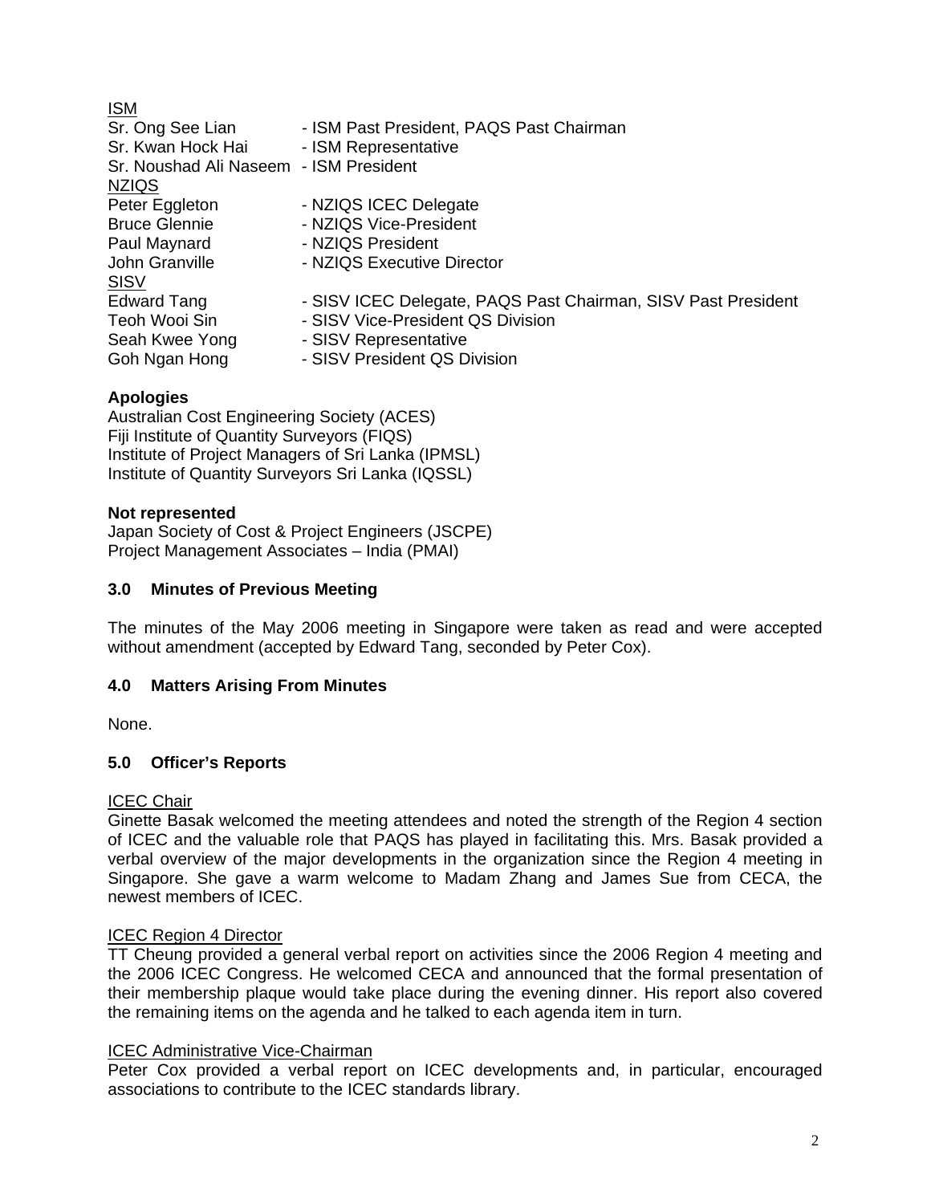<u>ISM</u>

Sr. Ong See Lian - ISM Past President, PAQS Past Chairman
Sr. Kwan Hock Hai - ISM Representative
Sr. Noushad Ali Naseem - ISM President

<u>NZIQS</u>

Peter Eggleton - NZIQS ICEC Delegate
Bruce Glennie - NZIQS Vice-President
Paul Maynard - NZIQS President
John Granville - NZIQS Executive Director

<u>SISV</u>

Edward Tang - SISV ICEC Delegate, PAQS Past Chairman, SISV Past President
Teoh Wooi Sin - SISV Vice-President QS Division
Seah Kwee Yong - SISV Representative
Goh Ngan Hong - SISV President QS Division

**Apologies**

Australian Cost Engineering Society (ACES)
Fiji Institute of Quantity Surveyors (FIQS)
Institute of Project Managers of Sri Lanka (IPMSL)
Institute of Quantity Surveyors Sri Lanka (IQSSL)

**Not represented**

Japan Society of Cost & Project Engineers (JSCPE)
Project Management Associates – India (PMAI)

## 3.0 Minutes of Previous Meeting

The minutes of the May 2006 meeting in Singapore were taken as read and were accepted without amendment (accepted by Edward Tang, seconded by Peter Cox).

## 4.0 Matters Arising From Minutes

None.

## 5.0 Officer's Reports

<u>ICEC Chair</u>

Ginette Basak welcomed the meeting attendees and noted the strength of the Region 4 section of ICEC and the valuable role that PAQS has played in facilitating this. Mrs. Basak provided a verbal overview of the major developments in the organization since the Region 4 meeting in Singapore. She gave a warm welcome to Madam Zhang and James Sue from CECA, the newest members of ICEC.

<u>ICEC Region 4 Director</u>

TT Cheung provided a general verbal report on activities since the 2006 Region 4 meeting and the 2006 ICEC Congress. He welcomed CECA and announced that the formal presentation of their membership plaque would take place during the evening dinner. His report also covered the remaining items on the agenda and he talked to each agenda item in turn.

<u>ICEC Administrative Vice-Chairman</u>

Peter Cox provided a verbal report on ICEC developments and, in particular, encouraged associations to contribute to the ICEC standards library.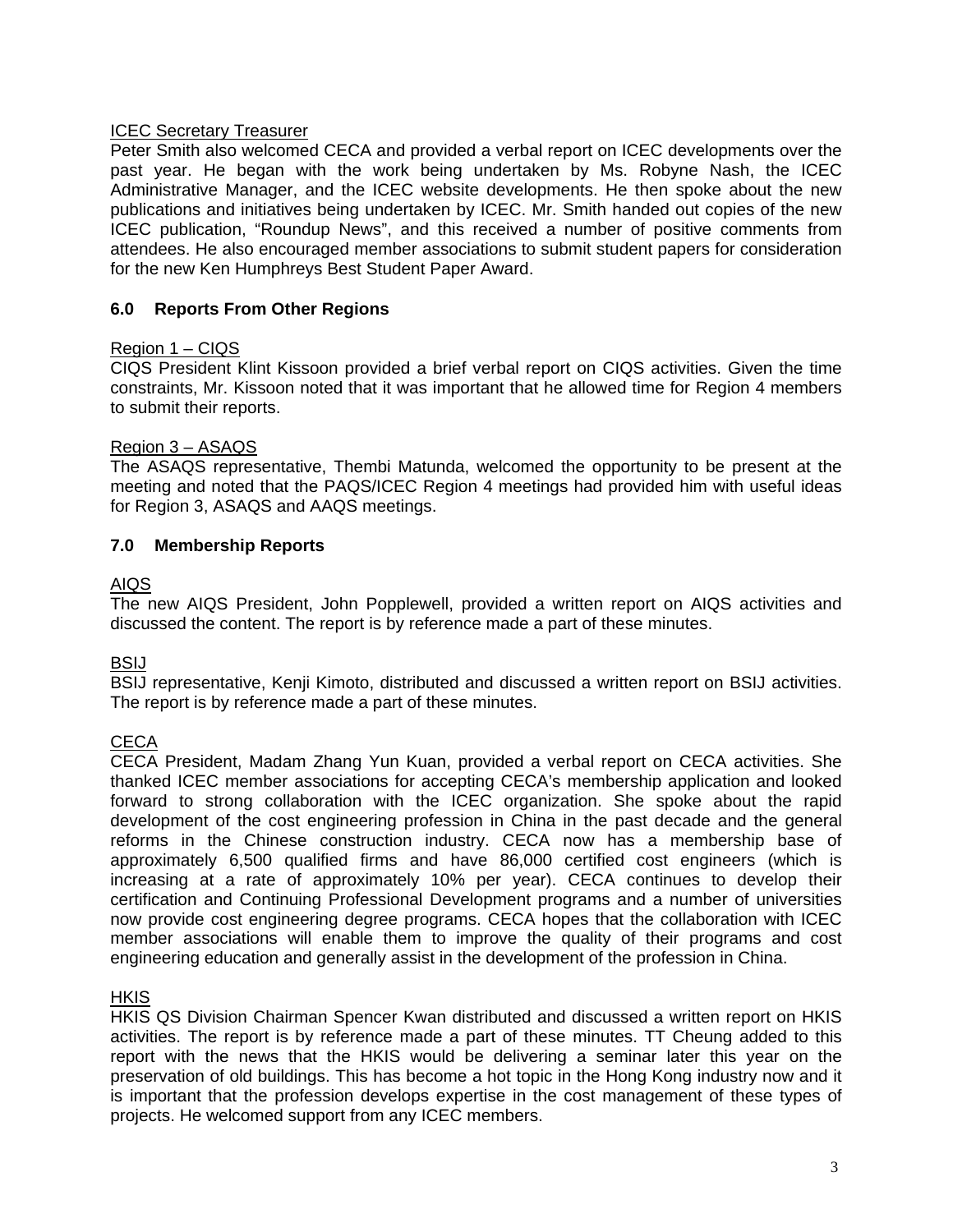ICEC Secretary Treasurer

Peter Smith also welcomed CECA and provided a verbal report on ICEC developments over the past year. He began with the work being undertaken by Ms. Robyne Nash, the ICEC Administrative Manager, and the ICEC website developments. He then spoke about the new publications and initiatives being undertaken by ICEC. Mr. Smith handed out copies of the new ICEC publication, "Roundup News", and this received a number of positive comments from attendees. He also encouraged member associations to submit student papers for consideration for the new Ken Humphreys Best Student Paper Award.

## 6.0 Reports From Other Regions

Region 1 – CIQS

CIQS President Klint Kissoon provided a brief verbal report on CIQS activities. Given the time constraints, Mr. Kissoon noted that it was important that he allowed time for Region 4 members to submit their reports.

Region 3 – ASAQS

The ASAQS representative, Thembi Matunda, welcomed the opportunity to be present at the meeting and noted that the PAQS/ICEC Region 4 meetings had provided him with useful ideas for Region 3, ASAQS and AAQS meetings.

## 7.0 Membership Reports

AIQS

The new AIQS President, John Popplewell, provided a written report on AIQS activities and discussed the content. The report is by reference made a part of these minutes.

BSIJ

BSIJ representative, Kenji Kimoto, distributed and discussed a written report on BSIJ activities. The report is by reference made a part of these minutes.

CECA

CECA President, Madam Zhang Yun Kuan, provided a verbal report on CECA activities. She thanked ICEC member associations for accepting CECA's membership application and looked forward to strong collaboration with the ICEC organization. She spoke about the rapid development of the cost engineering profession in China in the past decade and the general reforms in the Chinese construction industry. CECA now has a membership base of approximately 6,500 qualified firms and have 86,000 certified cost engineers (which is increasing at a rate of approximately 10% per year). CECA continues to develop their certification and Continuing Professional Development programs and a number of universities now provide cost engineering degree programs. CECA hopes that the collaboration with ICEC member associations will enable them to improve the quality of their programs and cost engineering education and generally assist in the development of the profession in China.

HKIS

HKIS QS Division Chairman Spencer Kwan distributed and discussed a written report on HKIS activities. The report is by reference made a part of these minutes. TT Cheung added to this report with the news that the HKIS would be delivering a seminar later this year on the preservation of old buildings. This has become a hot topic in the Hong Kong industry now and it is important that the profession develops expertise in the cost management of these types of projects. He welcomed support from any ICEC members.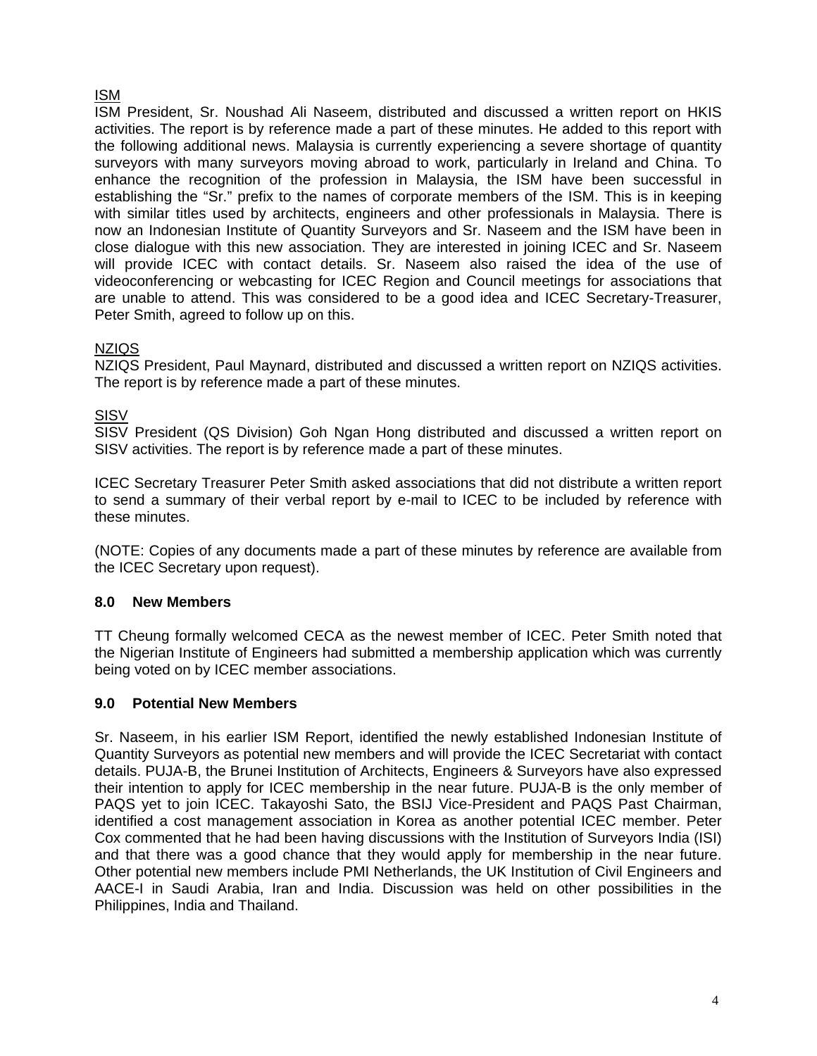ISM

ISM President, Sr. Noushad Ali Naseem, distributed and discussed a written report on HKIS activities. The report is by reference made a part of these minutes. He added to this report with the following additional news. Malaysia is currently experiencing a severe shortage of quantity surveyors with many surveyors moving abroad to work, particularly in Ireland and China. To enhance the recognition of the profession in Malaysia, the ISM have been successful in establishing the "Sr." prefix to the names of corporate members of the ISM. This is in keeping with similar titles used by architects, engineers and other professionals in Malaysia. There is now an Indonesian Institute of Quantity Surveyors and Sr. Naseem and the ISM have been in close dialogue with this new association. They are interested in joining ICEC and Sr. Naseem will provide ICEC with contact details. Sr. Naseem also raised the idea of the use of videoconferencing or webcasting for ICEC Region and Council meetings for associations that are unable to attend. This was considered to be a good idea and ICEC Secretary-Treasurer, Peter Smith, agreed to follow up on this.

NZIQS

NZIQS President, Paul Maynard, distributed and discussed a written report on NZIQS activities. The report is by reference made a part of these minutes.

SISV

SISV President (QS Division) Goh Ngan Hong distributed and discussed a written report on SISV activities. The report is by reference made a part of these minutes.

ICEC Secretary Treasurer Peter Smith asked associations that did not distribute a written report to send a summary of their verbal report by e-mail to ICEC to be included by reference with these minutes.

(NOTE: Copies of any documents made a part of these minutes by reference are available from the ICEC Secretary upon request).

## 8.0 New Members

TT Cheung formally welcomed CECA as the newest member of ICEC. Peter Smith noted that the Nigerian Institute of Engineers had submitted a membership application which was currently being voted on by ICEC member associations.

## 9.0 Potential New Members

Sr. Naseem, in his earlier ISM Report, identified the newly established Indonesian Institute of Quantity Surveyors as potential new members and will provide the ICEC Secretariat with contact details. PUJA-B, the Brunei Institution of Architects, Engineers & Surveyors have also expressed their intention to apply for ICEC membership in the near future. PUJA-B is the only member of PAQS yet to join ICEC. Takayoshi Sato, the BSIJ Vice-President and PAQS Past Chairman, identified a cost management association in Korea as another potential ICEC member. Peter Cox commented that he had been having discussions with the Institution of Surveyors India (ISI) and that there was a good chance that they would apply for membership in the near future. Other potential new members include PMI Netherlands, the UK Institution of Civil Engineers and AACE-I in Saudi Arabia, Iran and India. Discussion was held on other possibilities in the Philippines, India and Thailand.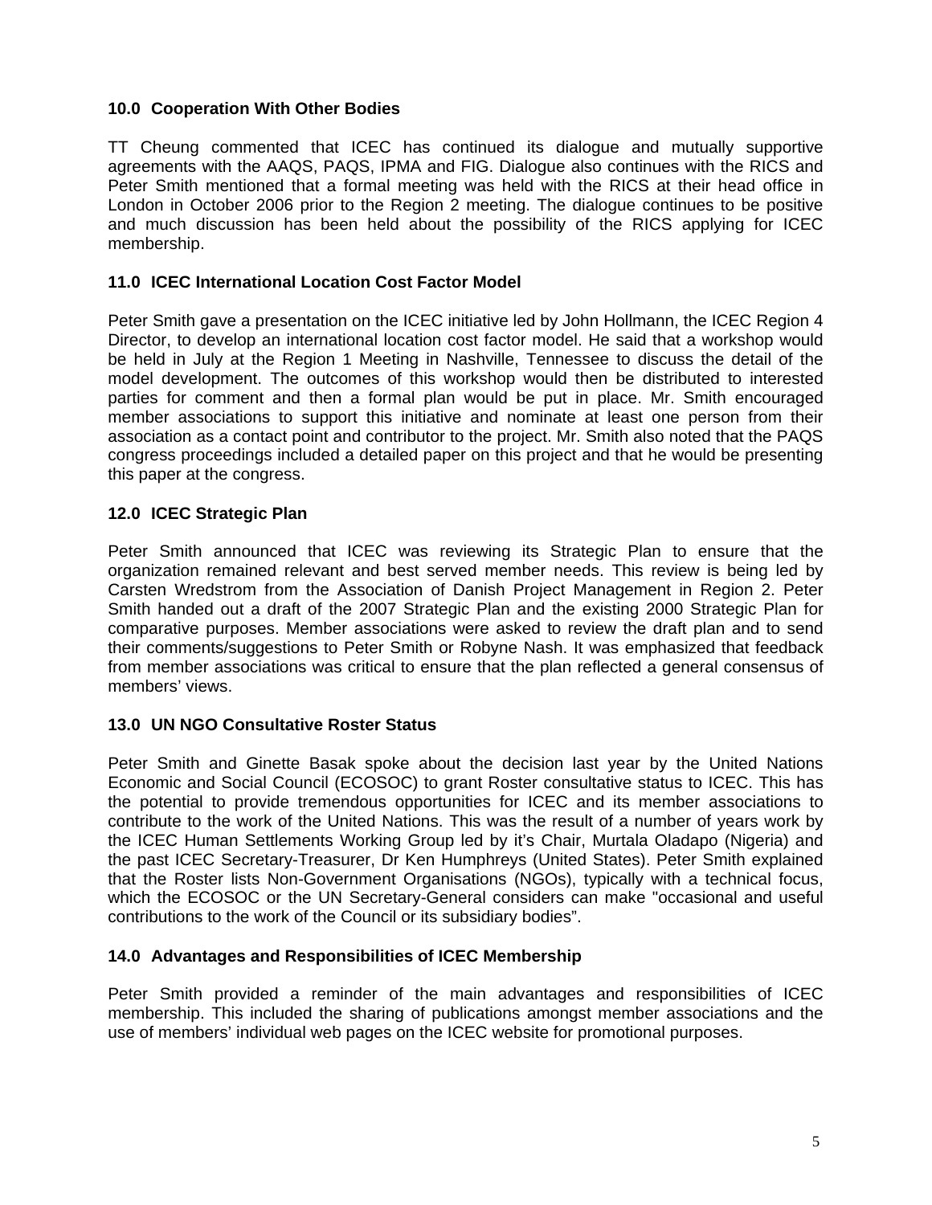## 10.0 Cooperation With Other Bodies

TT Cheung commented that ICEC has continued its dialogue and mutually supportive agreements with the AAQS, PAQS, IPMA and FIG. Dialogue also continues with the RICS and Peter Smith mentioned that a formal meeting was held with the RICS at their head office in London in October 2006 prior to the Region 2 meeting. The dialogue continues to be positive and much discussion has been held about the possibility of the RICS applying for ICEC membership.

## 11.0 ICEC International Location Cost Factor Model

Peter Smith gave a presentation on the ICEC initiative led by John Hollmann, the ICEC Region 4 Director, to develop an international location cost factor model. He said that a workshop would be held in July at the Region 1 Meeting in Nashville, Tennessee to discuss the detail of the model development. The outcomes of this workshop would then be distributed to interested parties for comment and then a formal plan would be put in place. Mr. Smith encouraged member associations to support this initiative and nominate at least one person from their association as a contact point and contributor to the project. Mr. Smith also noted that the PAQS congress proceedings included a detailed paper on this project and that he would be presenting this paper at the congress.

## 12.0 ICEC Strategic Plan

Peter Smith announced that ICEC was reviewing its Strategic Plan to ensure that the organization remained relevant and best served member needs. This review is being led by Carsten Wredstrom from the Association of Danish Project Management in Region 2. Peter Smith handed out a draft of the 2007 Strategic Plan and the existing 2000 Strategic Plan for comparative purposes. Member associations were asked to review the draft plan and to send their comments/suggestions to Peter Smith or Robyne Nash. It was emphasized that feedback from member associations was critical to ensure that the plan reflected a general consensus of members' views.

## 13.0 UN NGO Consultative Roster Status

Peter Smith and Ginette Basak spoke about the decision last year by the United Nations Economic and Social Council (ECOSOC) to grant Roster consultative status to ICEC. This has the potential to provide tremendous opportunities for ICEC and its member associations to contribute to the work of the United Nations. This was the result of a number of years work by the ICEC Human Settlements Working Group led by it's Chair, Murtala Oladapo (Nigeria) and the past ICEC Secretary-Treasurer, Dr Ken Humphreys (United States). Peter Smith explained that the Roster lists Non-Government Organisations (NGOs), typically with a technical focus, which the ECOSOC or the UN Secretary-General considers can make "occasional and useful contributions to the work of the Council or its subsidiary bodies".

## 14.0 Advantages and Responsibilities of ICEC Membership

Peter Smith provided a reminder of the main advantages and responsibilities of ICEC membership. This included the sharing of publications amongst member associations and the use of members' individual web pages on the ICEC website for promotional purposes.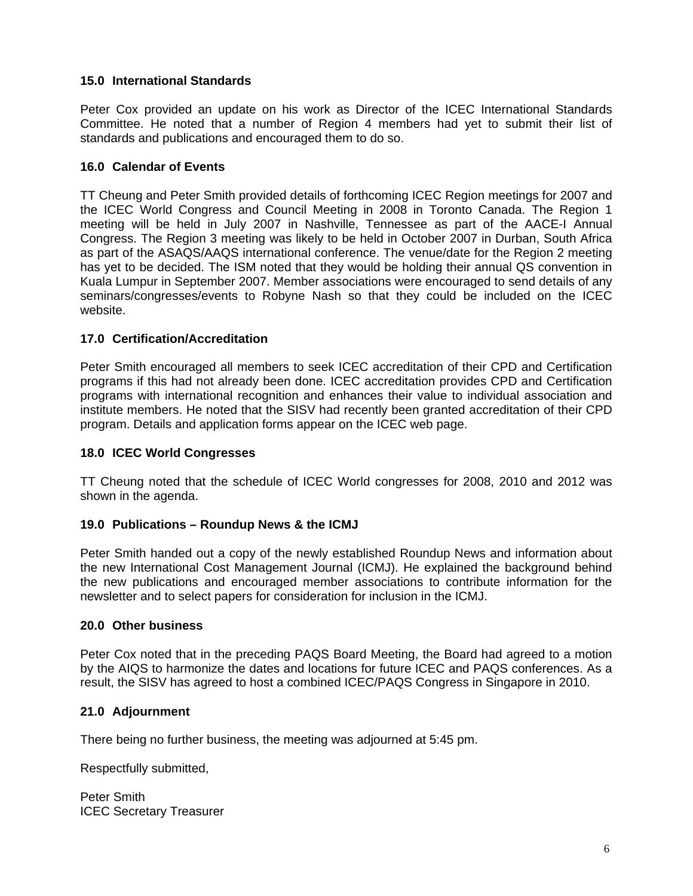### 15.0 International Standards

Peter Cox provided an update on his work as Director of the ICEC International Standards Committee. He noted that a number of Region 4 members had yet to submit their list of standards and publications and encouraged them to do so.

### 16.0 Calendar of Events

TT Cheung and Peter Smith provided details of forthcoming ICEC Region meetings for 2007 and the ICEC World Congress and Council Meeting in 2008 in Toronto Canada. The Region 1 meeting will be held in July 2007 in Nashville, Tennessee as part of the AACE-I Annual Congress. The Region 3 meeting was likely to be held in October 2007 in Durban, South Africa as part of the ASAQS/AAQS international conference. The venue/date for the Region 2 meeting has yet to be decided. The ISM noted that they would be holding their annual QS convention in Kuala Lumpur in September 2007. Member associations were encouraged to send details of any seminars/congresses/events to Robyne Nash so that they could be included on the ICEC website.

### 17.0 Certification/Accreditation

Peter Smith encouraged all members to seek ICEC accreditation of their CPD and Certification programs if this had not already been done. ICEC accreditation provides CPD and Certification programs with international recognition and enhances their value to individual association and institute members. He noted that the SISV had recently been granted accreditation of their CPD program. Details and application forms appear on the ICEC web page.

### 18.0 ICEC World Congresses

TT Cheung noted that the schedule of ICEC World congresses for 2008, 2010 and 2012 was shown in the agenda.

### 19.0 Publications – Roundup News & the ICMJ

Peter Smith handed out a copy of the newly established Roundup News and information about the new International Cost Management Journal (ICMJ). He explained the background behind the new publications and encouraged member associations to contribute information for the newsletter and to select papers for consideration for inclusion in the ICMJ.

### 20.0 Other business

Peter Cox noted that in the preceding PAQS Board Meeting, the Board had agreed to a motion by the AIQS to harmonize the dates and locations for future ICEC and PAQS conferences. As a result, the SISV has agreed to host a combined ICEC/PAQS Congress in Singapore in 2010.

### 21.0 Adjournment

There being no further business, the meeting was adjourned at 5:45 pm.

Respectfully submitted,

Peter Smith
ICEC Secretary Treasurer